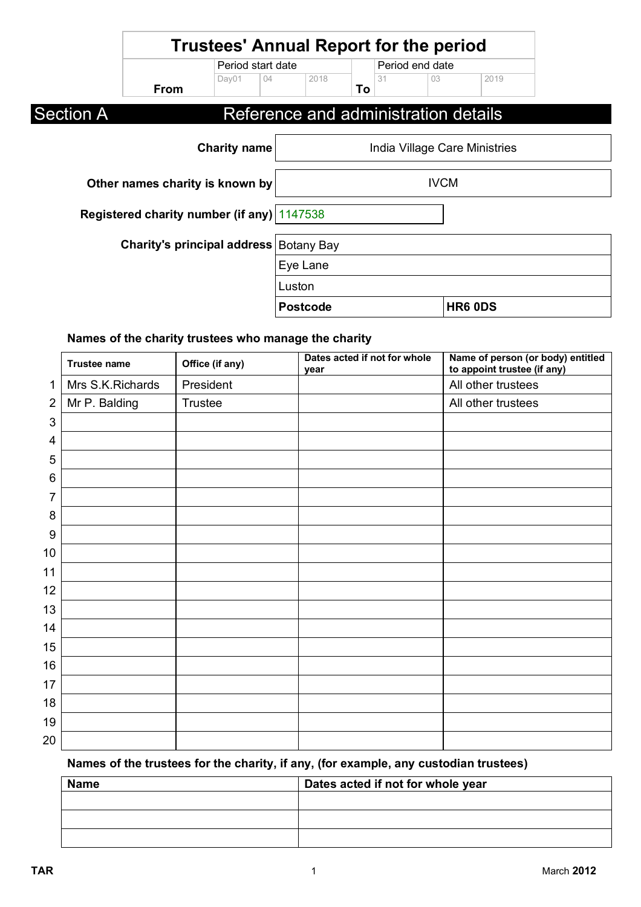# Trustees' Annual Report for the period

| | Period start date | | | | Period end date | | |
|---|---|---|---|---|---|---|---|
| **From** | Day01 | 04 | 2018 | **To** | 31 | 03 | 2019 |

## Section A Reference and administration details

| | |
|---|---|
| **Charity name** | India Village Care Ministries |
| **Other names charity is known by** | IVCM |
| **Registered charity number (if any)** | 1147538 |
| **Charity's principal address** | Botany Bay |
| | Eye Lane |
| | Luston |
| | **Postcode** HR6 0DS |

### Names of the charity trustees who manage the charity

| | Trustee name | Office (if any) | Dates acted if not for whole year | Name of person (or body) entitled to appoint trustee (if any) |
|---|---|---|---|---|
| 1 | Mrs S.K.Richards | President | | All other trustees |
| 2 | Mr P. Balding | Trustee | | All other trustees |
| 3 | | | | |
| 4 | | | | |
| 5 | | | | |
| 6 | | | | |
| 7 | | | | |
| 8 | | | | |
| 9 | | | | |
| 10 | | | | |
| 11 | | | | |
| 12 | | | | |
| 13 | | | | |
| 14 | | | | |
| 15 | | | | |
| 16 | | | | |
| 17 | | | | |
| 18 | | | | |
| 19 | | | | |
| 20 | | | | |

### Names of the trustees for the charity, if any, (for example, any custodian trustees)

| Name | Dates acted if not for whole year |
|---|---|
| | |
| | |
| | |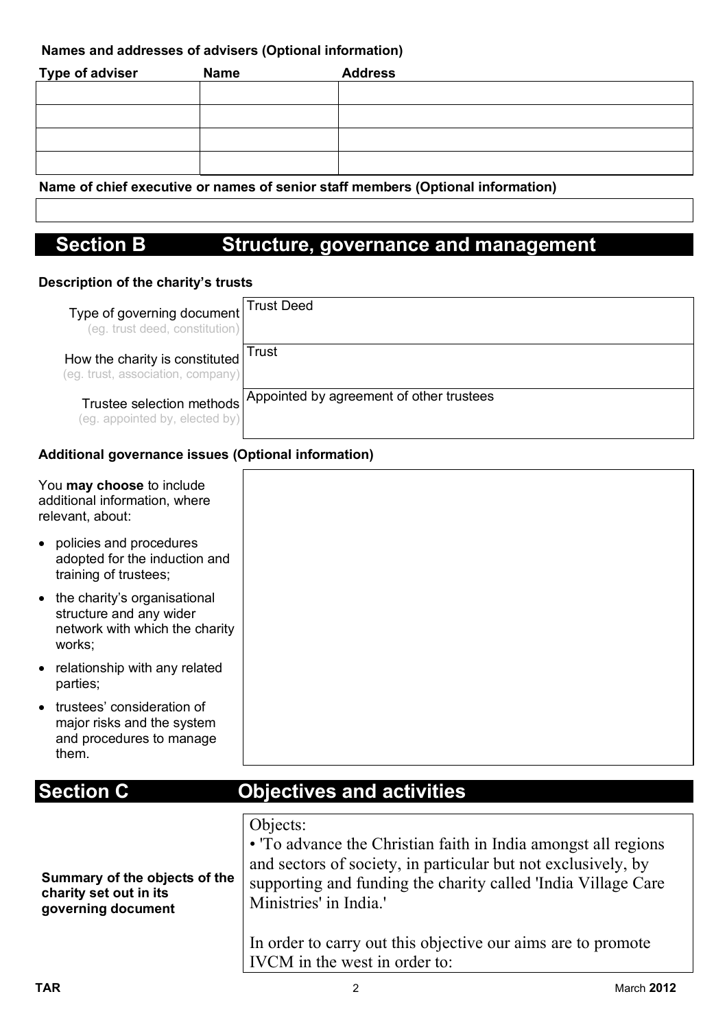**Names and addresses of advisers (Optional information)**

| Type of adviser | Name | Address |
|---|---|---|
| | | |
| | | |
| | | |
| | | |

**Name of chief executive or names of senior staff members (Optional information)**

## Section B Structure, governance and management

**Description of the charity's trusts**

| | |
|---|---|
| Type of governing document (eg. trust deed, constitution) | Trust Deed |
| How the charity is constituted (eg. trust, association, company) | Trust |
| Trustee selection methods (eg. appointed by, elected by) | Appointed by agreement of other trustees |

**Additional governance issues (Optional information)**

You **may choose** to include additional information, where relevant, about:

- policies and procedures adopted for the induction and training of trustees;
- the charity's organisational structure and any wider network with which the charity works;
- relationship with any related parties;
- trustees' consideration of major risks and the system and procedures to manage them.

## Section C Objectives and activities

**Summary of the objects of the charity set out in its governing document**

Objects:

- 'To advance the Christian faith in India amongst all regions and sectors of society, in particular but not exclusively, by supporting and funding the charity called 'India Village Care Ministries' in India.'

In order to carry out this objective our aims are to promote IVCM in the west in order to: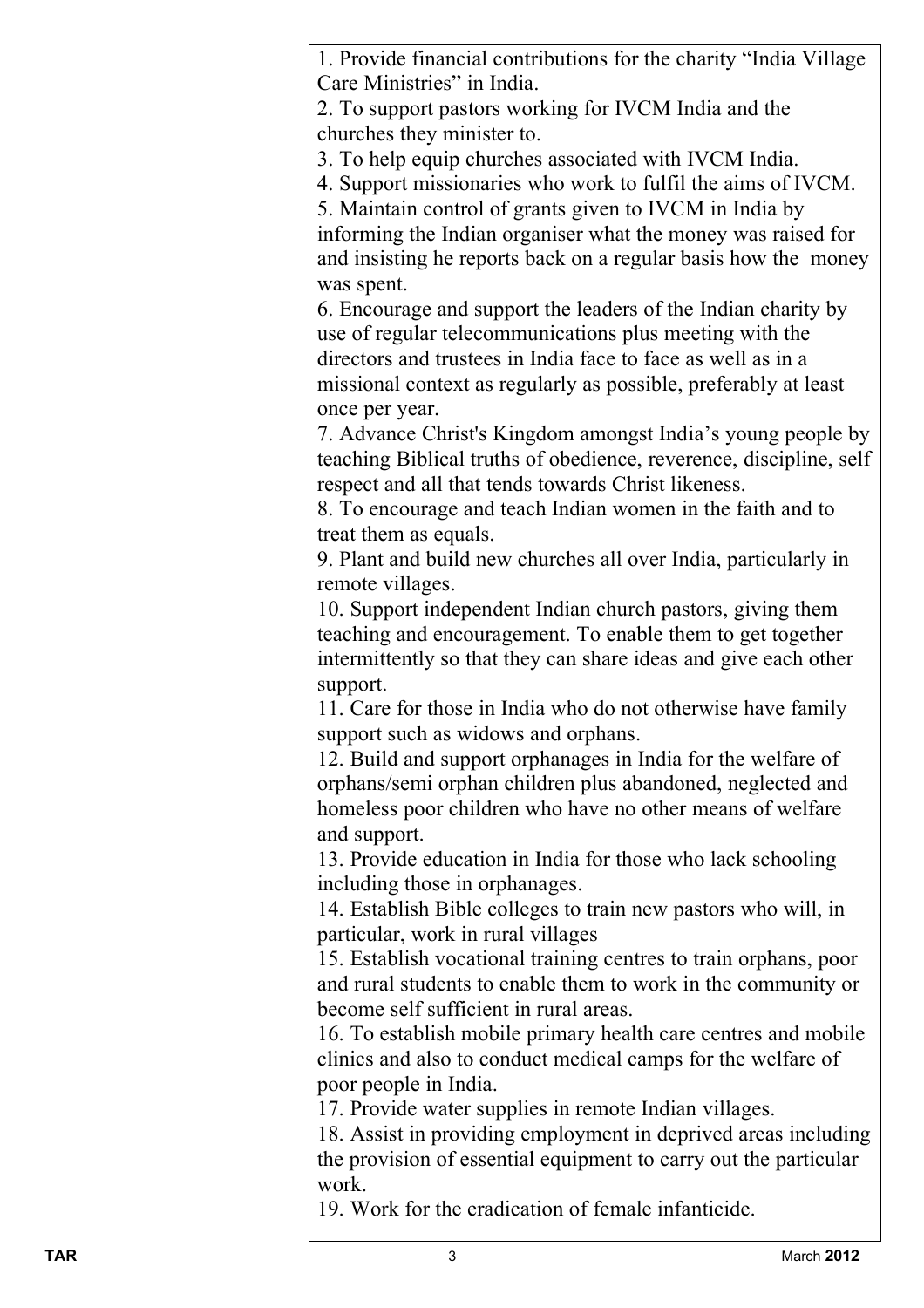1. Provide financial contributions for the charity "India Village Care Ministries" in India.
2. To support pastors working for IVCM India and the churches they minister to.
3. To help equip churches associated with IVCM India.
4. Support missionaries who work to fulfil the aims of IVCM.
5. Maintain control of grants given to IVCM in India by informing the Indian organiser what the money was raised for and insisting he reports back on a regular basis how the money was spent.
6. Encourage and support the leaders of the Indian charity by use of regular telecommunications plus meeting with the directors and trustees in India face to face as well as in a missional context as regularly as possible, preferably at least once per year.
7. Advance Christ's Kingdom amongst India's young people by teaching Biblical truths of obedience, reverence, discipline, self respect and all that tends towards Christ likeness.
8. To encourage and teach Indian women in the faith and to treat them as equals.
9. Plant and build new churches all over India, particularly in remote villages.
10. Support independent Indian church pastors, giving them teaching and encouragement. To enable them to get together intermittently so that they can share ideas and give each other support.
11. Care for those in India who do not otherwise have family support such as widows and orphans.
12. Build and support orphanages in India for the welfare of orphans/semi orphan children plus abandoned, neglected and homeless poor children who have no other means of welfare and support.
13. Provide education in India for those who lack schooling including those in orphanages.
14. Establish Bible colleges to train new pastors who will, in particular, work in rural villages
15. Establish vocational training centres to train orphans, poor and rural students to enable them to work in the community or become self sufficient in rural areas.
16. To establish mobile primary health care centres and mobile clinics and also to conduct medical camps for the welfare of poor people in India.
17. Provide water supplies in remote Indian villages.
18. Assist in providing employment in deprived areas including the provision of essential equipment to carry out the particular work.
19. Work for the eradication of female infanticide.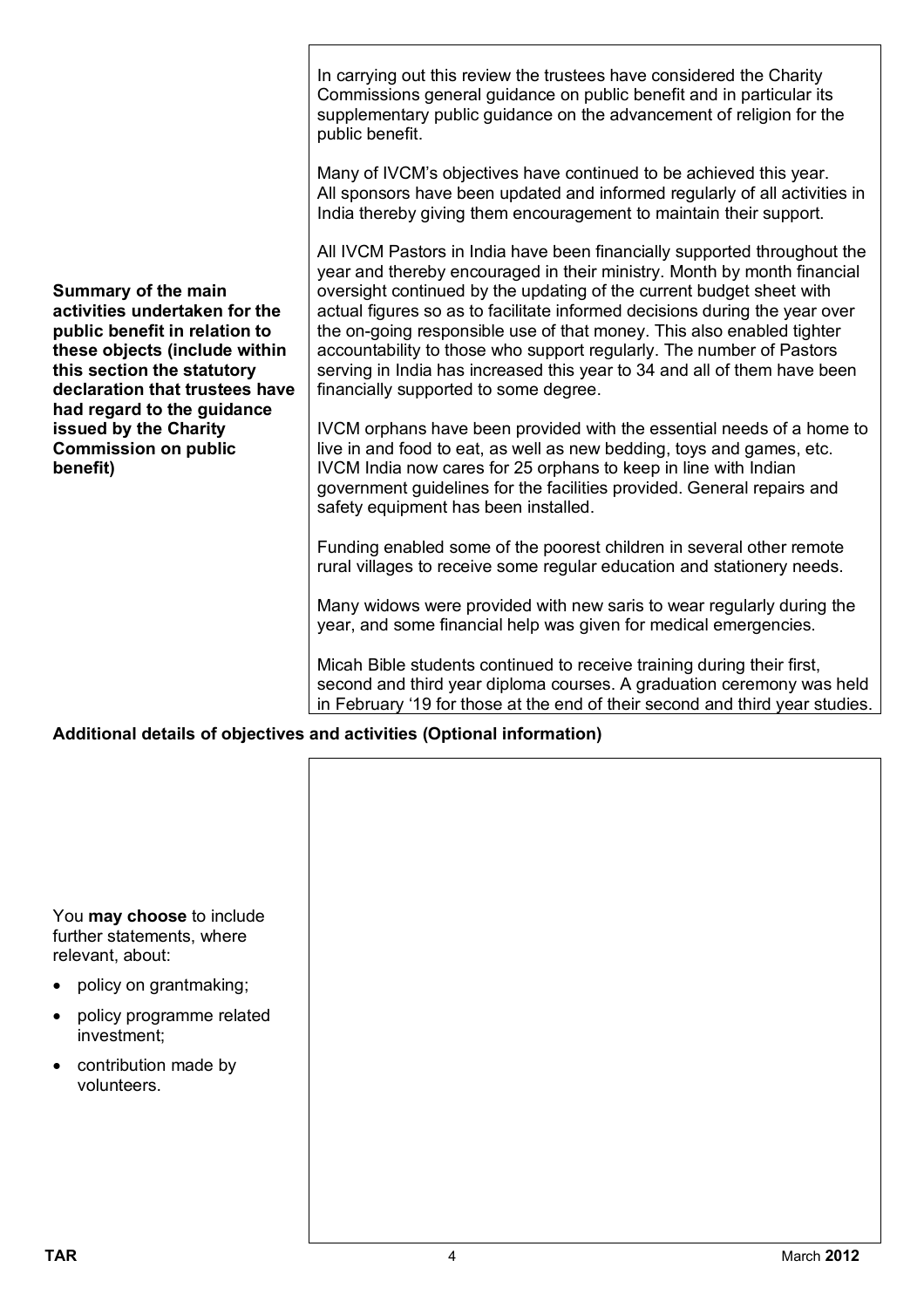| | |
|---|---|
| **Summary of the main activities undertaken for the public benefit in relation to these objects (include within this section the statutory declaration that trustees have had regard to the guidance issued by the Charity Commission on public benefit)** | In carrying out this review the trustees have considered the Charity Commissions general guidance on public benefit and in particular its supplementary public guidance on the advancement of religion for the public benefit.<br><br>Many of IVCM's objectives have continued to be achieved this year. All sponsors have been updated and informed regularly of all activities in India thereby giving them encouragement to maintain their support.<br><br>All IVCM Pastors in India have been financially supported throughout the year and thereby encouraged in their ministry. Month by month financial oversight continued by the updating of the current budget sheet with actual figures so as to facilitate informed decisions during the year over the on-going responsible use of that money. This also enabled tighter accountability to those who support regularly. The number of Pastors serving in India has increased this year to 34 and all of them have been financially supported to some degree.<br><br>IVCM orphans have been provided with the essential needs of a home to live in and food to eat, as well as new bedding, toys and games, etc. IVCM India now cares for 25 orphans to keep in line with Indian government guidelines for the facilities provided. General repairs and safety equipment has been installed.<br><br>Funding enabled some of the poorest children in several other remote rural villages to receive some regular education and stationery needs.<br><br>Many widows were provided with new saris to wear regularly during the year, and some financial help was given for medical emergencies.<br><br>Micah Bible students continued to receive training during their first, second and third year diploma courses. A graduation ceremony was held in February '19 for those at the end of their second and third year studies. |

**Additional details of objectives and activities (Optional information)**

| | |
|---|---|
| You **may choose** to include further statements, where relevant, about:<br>• policy on grantmaking;<br>• policy programme related investment;<br>• contribution made by volunteers. | |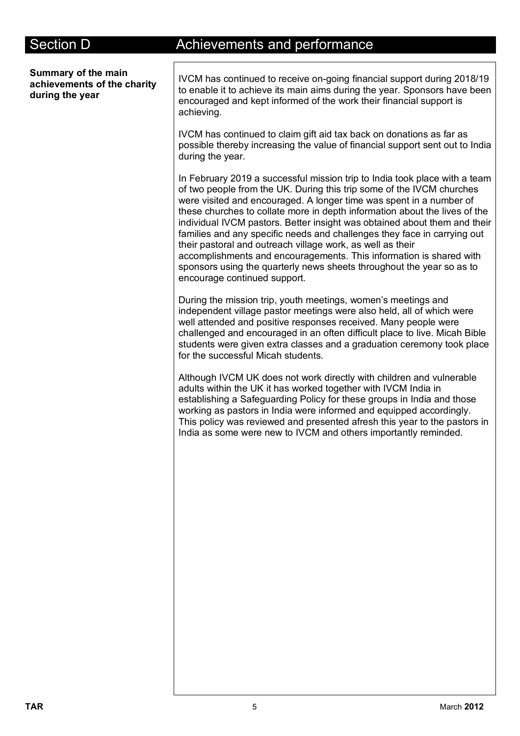## Section D — Achievements and performance

**Summary of the main achievements of the charity during the year**

IVCM has continued to receive on-going financial support during 2018/19 to enable it to achieve its main aims during the year. Sponsors have been encouraged and kept informed of the work their financial support is achieving.

IVCM has continued to claim gift aid tax back on donations as far as possible thereby increasing the value of financial support sent out to India during the year.

In February 2019 a successful mission trip to India took place with a team of two people from the UK. During this trip some of the IVCM churches were visited and encouraged. A longer time was spent in a number of these churches to collate more in depth information about the lives of the individual IVCM pastors. Better insight was obtained about them and their families and any specific needs and challenges they face in carrying out their pastoral and outreach village work, as well as their accomplishments and encouragements. This information is shared with sponsors using the quarterly news sheets throughout the year so as to encourage continued support.

During the mission trip, youth meetings, women's meetings and independent village pastor meetings were also held, all of which were well attended and positive responses received. Many people were challenged and encouraged in an often difficult place to live. Micah Bible students were given extra classes and a graduation ceremony took place for the successful Micah students.

Although IVCM UK does not work directly with children and vulnerable adults within the UK it has worked together with IVCM India in establishing a Safeguarding Policy for these groups in India and those working as pastors in India were informed and equipped accordingly. This policy was reviewed and presented afresh this year to the pastors in India as some were new to IVCM and others importantly reminded.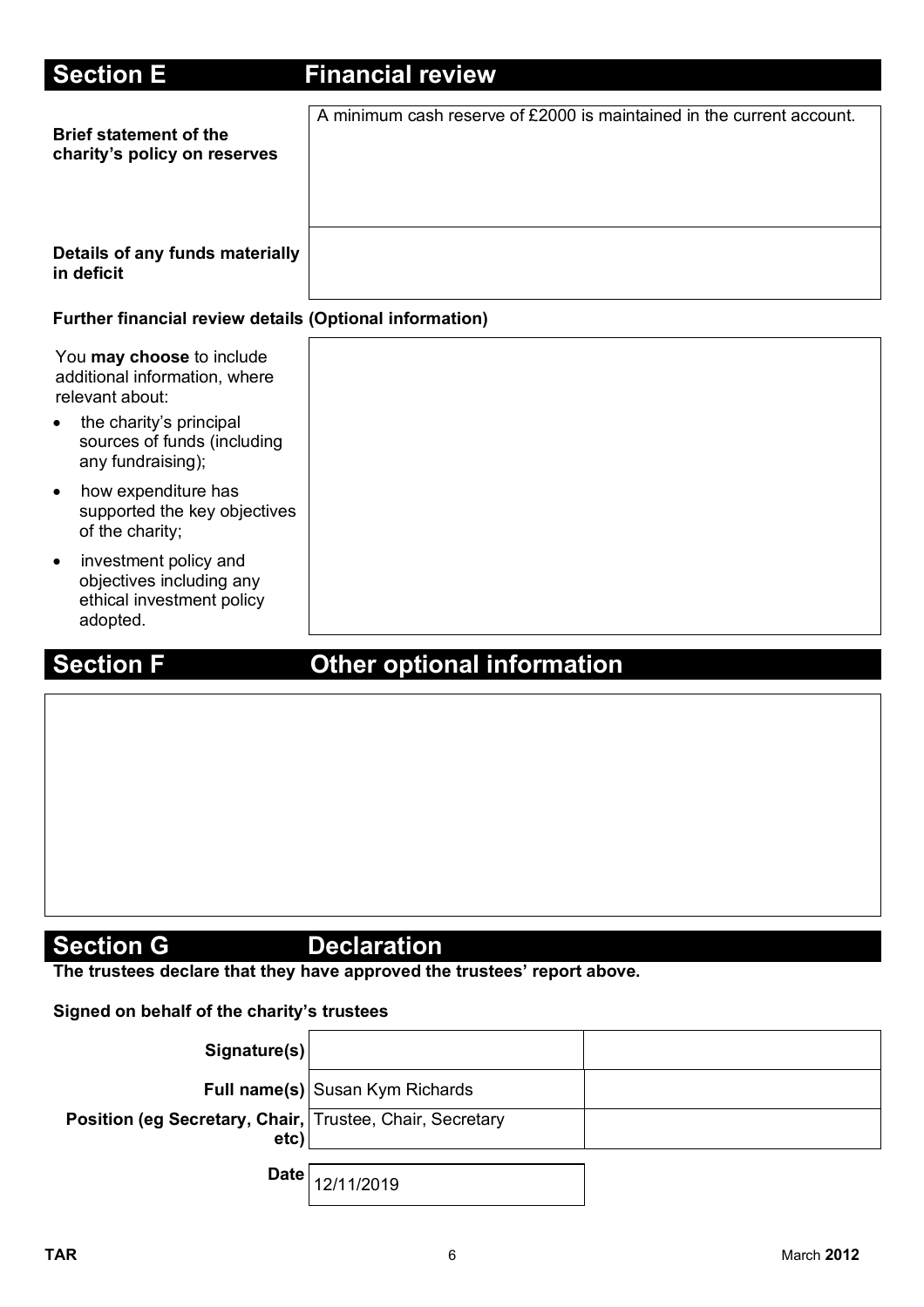## Section E Financial review

| | |
|---|---|
| **Brief statement of the charity's policy on reserves** | A minimum cash reserve of £2000 is maintained in the current account. |
| **Details of any funds materially in deficit** | |

**Further financial review details (Optional information)**

| | |
|---|---|
| You **may choose** to include additional information, where relevant about:<br>• the charity's principal sources of funds (including any fundraising);<br>• how expenditure has supported the key objectives of the charity;<br>• investment policy and objectives including any ethical investment policy adopted. | |

## Section F Other optional information

## Section G Declaration

**The trustees declare that they have approved the trustees' report above.**

**Signed on behalf of the charity's trustees**

| | | |
|---|---|---|
| **Signature(s)** | | |
| **Full name(s)** | Susan Kym Richards | |
| **Position (eg Secretary, Chair, etc)** | Trustee, Chair, Secretary | |
| **Date** | 12/11/2019 | |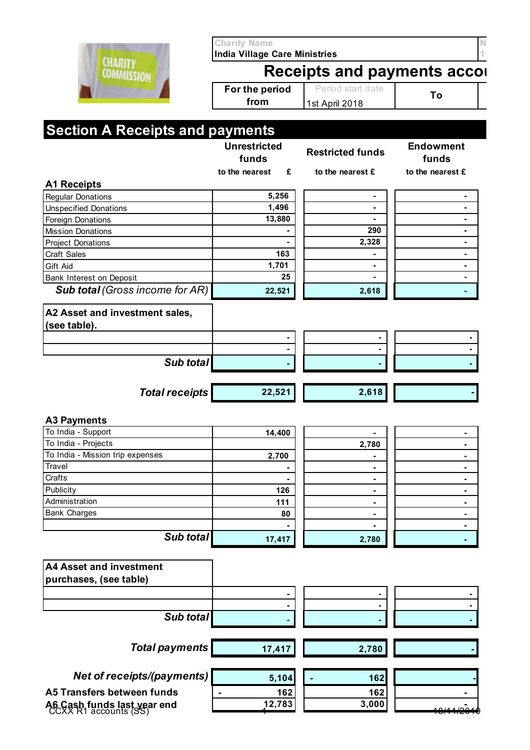Charity Name
India Village Care Ministries

# Receipts and payments accou

| For the period from | Period start date 1st April 2018 | To |
|---|---|---|

## Section A Receipts and payments

| | Unrestricted funds to the nearest £ | Restricted funds to the nearest £ | Endowment funds to the nearest £ |
|---|---|---|---|
| **A1 Receipts** | | | |
| Regular Donations | 5,256 | - | - |
| Unspecified Donations | 1,496 | - | - |
| Foreign Donations | 13,880 | - | - |
| Mission Donations | - | 290 | - |
| Project Donations | - | 2,328 | - |
| Craft Sales | 163 | - | - |
| Gift Aid | 1,701 | - | - |
| Bank Interest on Deposit | 25 | - | - |
| ***Sub total*** *(Gross income for AR)* | 22,521 | 2,618 | - |
| **A2 Asset and investment sales, (see table).** | | | |
| | - | - | - |
| | - | - | - |
| ***Sub total*** | - | - | - |
| ***Total receipts*** | 22,521 | 2,618 | - |
| **A3 Payments** | | | |
| To India - Support | 14,400 | - | - |
| To India - Projects | | 2,780 | - |
| To India - Mission trip expenses | 2,700 | - | - |
| Travel | - | - | - |
| Crafts | - | - | - |
| Publicity | 126 | - | - |
| Administration | 111 | - | - |
| Bank Charges | 80 | - | - |
| | - | - | - |
| ***Sub total*** | 17,417 | 2,780 | - |
| **A4 Asset and investment purchases, (see table)** | | | |
| | - | - | - |
| | - | - | - |
| ***Sub total*** | - | - | - |
| ***Total payments*** | 17,417 | 2,780 | - |
| ***Net of receipts/(payments)*** | 5,104 | - 162 | - |
| **A5 Transfers between funds** | - 162 | 162 | - |
| **A6 Cash funds last year end** | 12,783 | 3,000 | - |

CCXX R1 accounts (SS)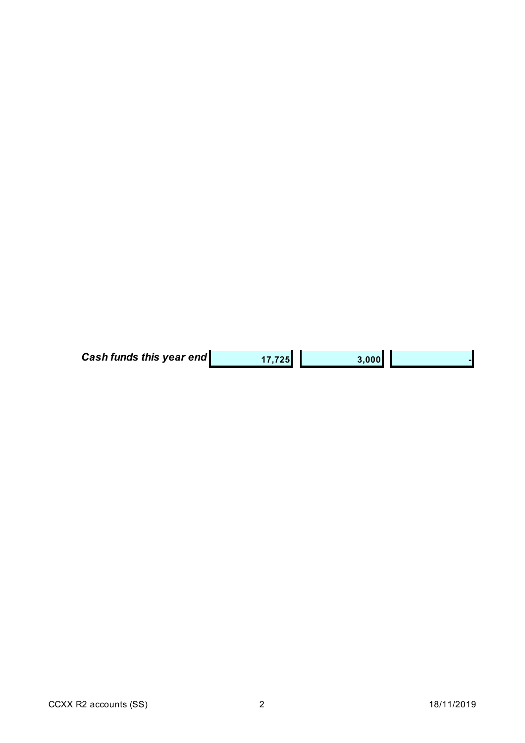| *Cash funds this year end* | 17,725 | 3,000 | - |
|---|---|---|---|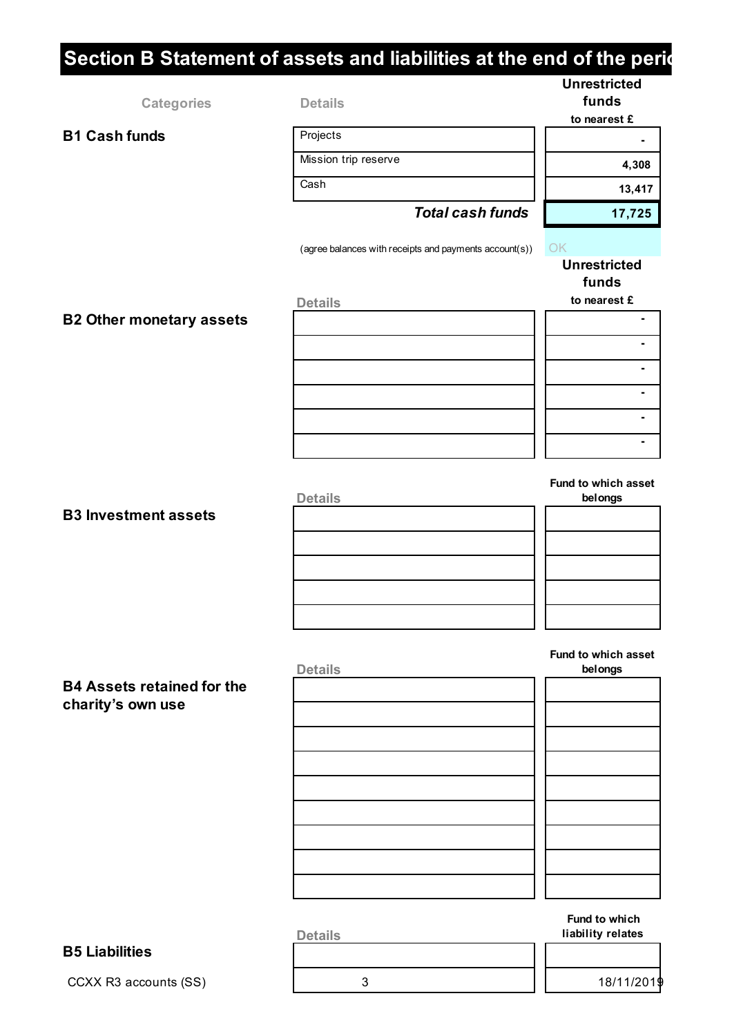## Section B Statement of assets and liabilities at the end of the peri

| Categories | Details | Unrestricted funds to nearest £ |
|---|---|---|
| **B1 Cash funds** | Projects | - |
| | Mission trip reserve | 4,308 |
| | Cash | 13,417 |
| | ***Total cash funds*** | **17,725** |

(agree balances with receipts and payments account(s)) OK

| | Details | Unrestricted funds to nearest £ |
|---|---|---|
| **B2 Other monetary assets** | | - |
| | | - |
| | | - |
| | | - |
| | | - |
| | | - |

| | Details | Fund to which asset belongs |
|---|---|---|
| **B3 Investment assets** | | |
| | | |
| | | |
| | | |
| | | |

| | Details | Fund to which asset belongs |
|---|---|---|
| **B4 Assets retained for the charity's own use** | | |
| | | |
| | | |
| | | |
| | | |
| | | |
| | | |
| | | |
| | | |

| | Details | Fund to which liability relates |
|---|---|---|
| **B5 Liabilities** | | |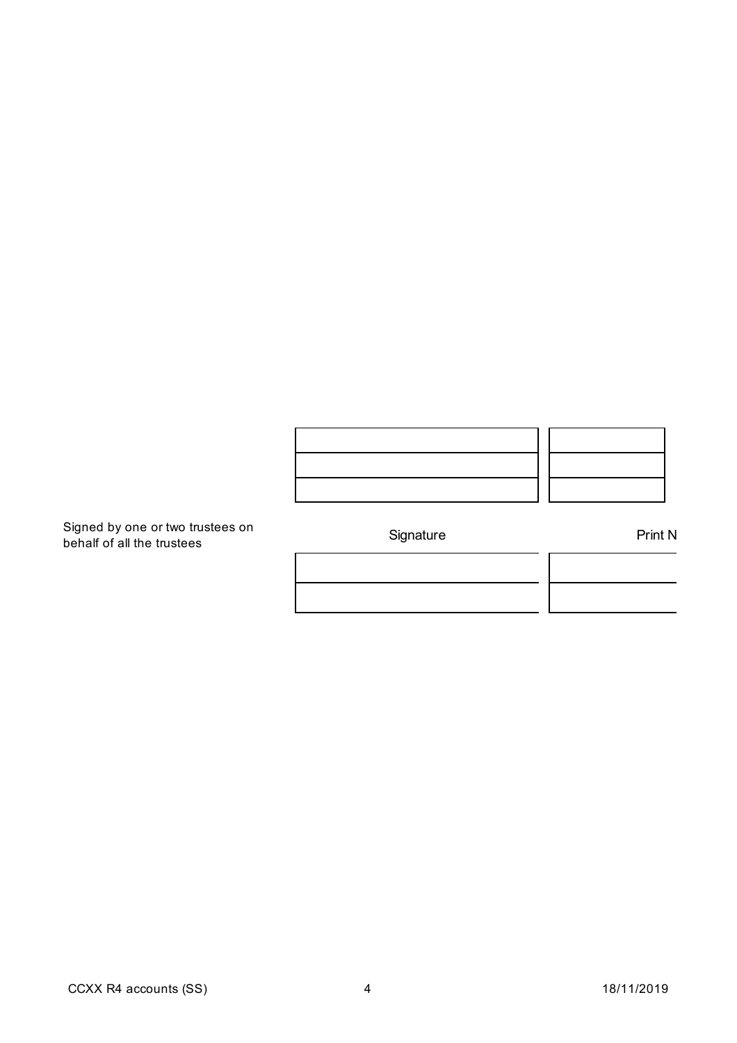| | |
|---|---|
| | |
| | |
| | |

Signed by one or two trustees on behalf of all the trustees

| Signature | Print N |
|---|---|
| | |
| | |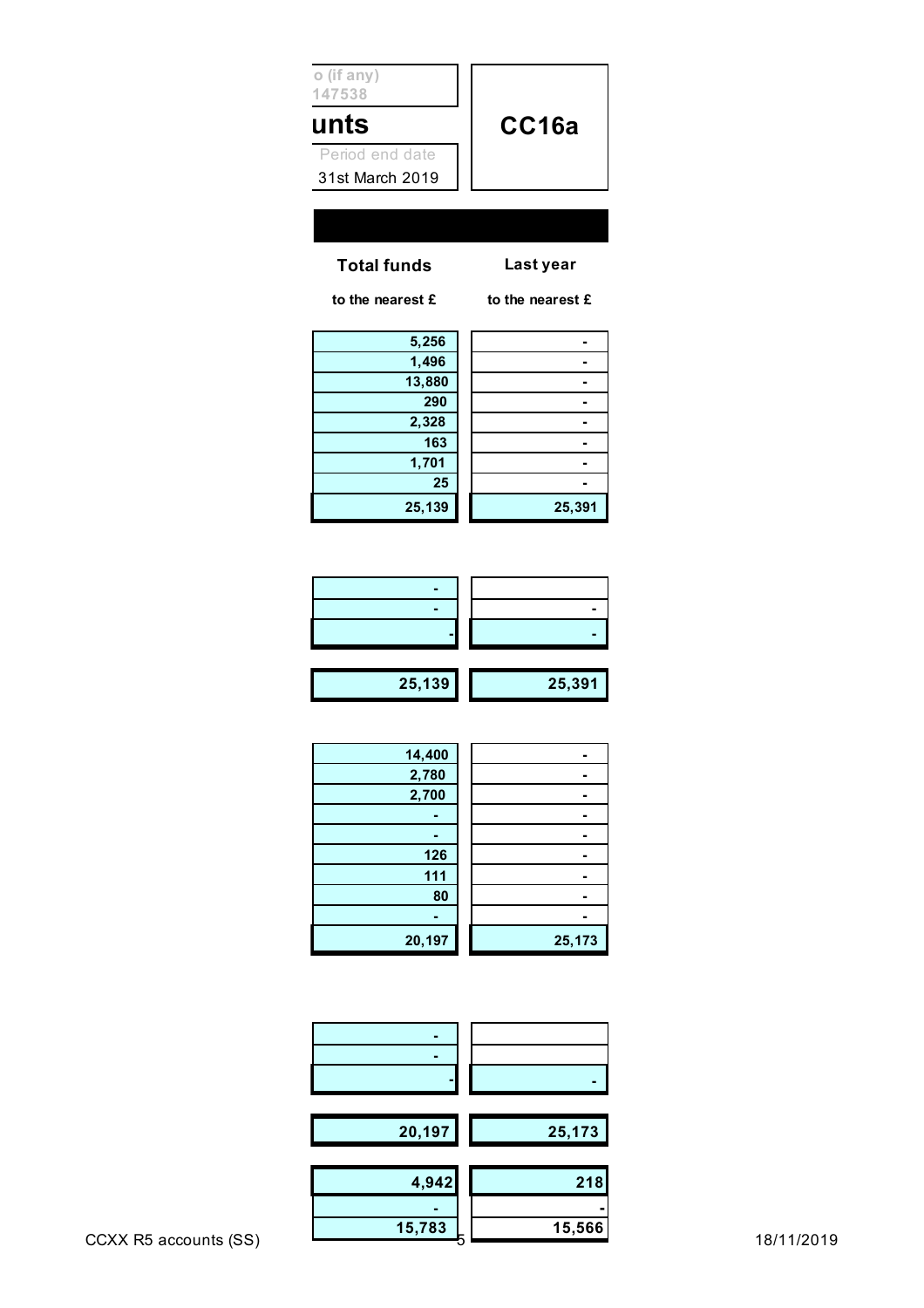o (if any)
147538

# unts

| Period end date | |
|---|---|
| 31st March 2019 | **CC16a** |

| Total funds | Last year |
|---|---|
| to the nearest £ | to the nearest £ |
| 5,256 | - |
| 1,496 | - |
| 13,880 | - |
| 290 | - |
| 2,328 | - |
| 163 | - |
| 1,701 | - |
| 25 | - |
| 25,139 | 25,391 |

| Total funds | Last year |
|---|---|
| - | |
| - | - |
| - | - |
| 25,139 | 25,391 |

| Total funds | Last year |
|---|---|
| 14,400 | - |
| 2,780 | - |
| 2,700 | - |
| - | - |
| - | - |
| 126 | - |
| 111 | - |
| 80 | - |
| - | - |
| 20,197 | 25,173 |

| Total funds | Last year |
|---|---|
| - | |
| - | |
| - | - |
| 20,197 | 25,173 |
| 4,942 | 218 |
| - | - |
| 15,783 | 15,566 |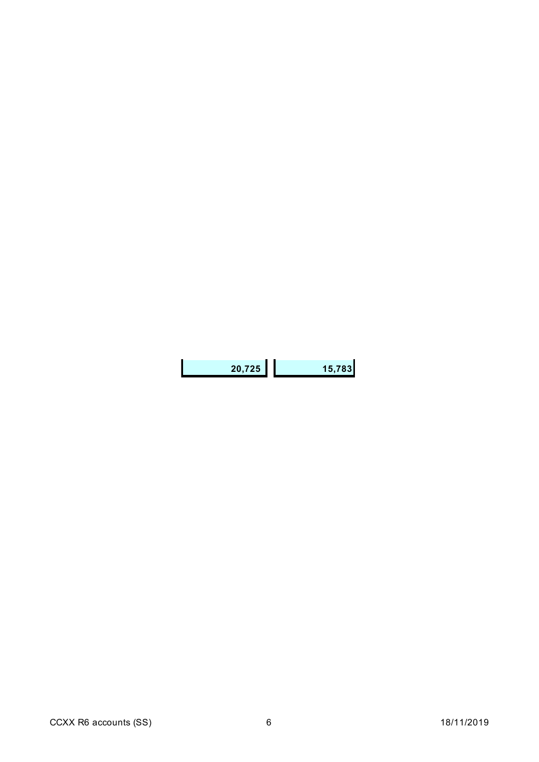| | |
|---|---|
| **20,725** | **15,783** |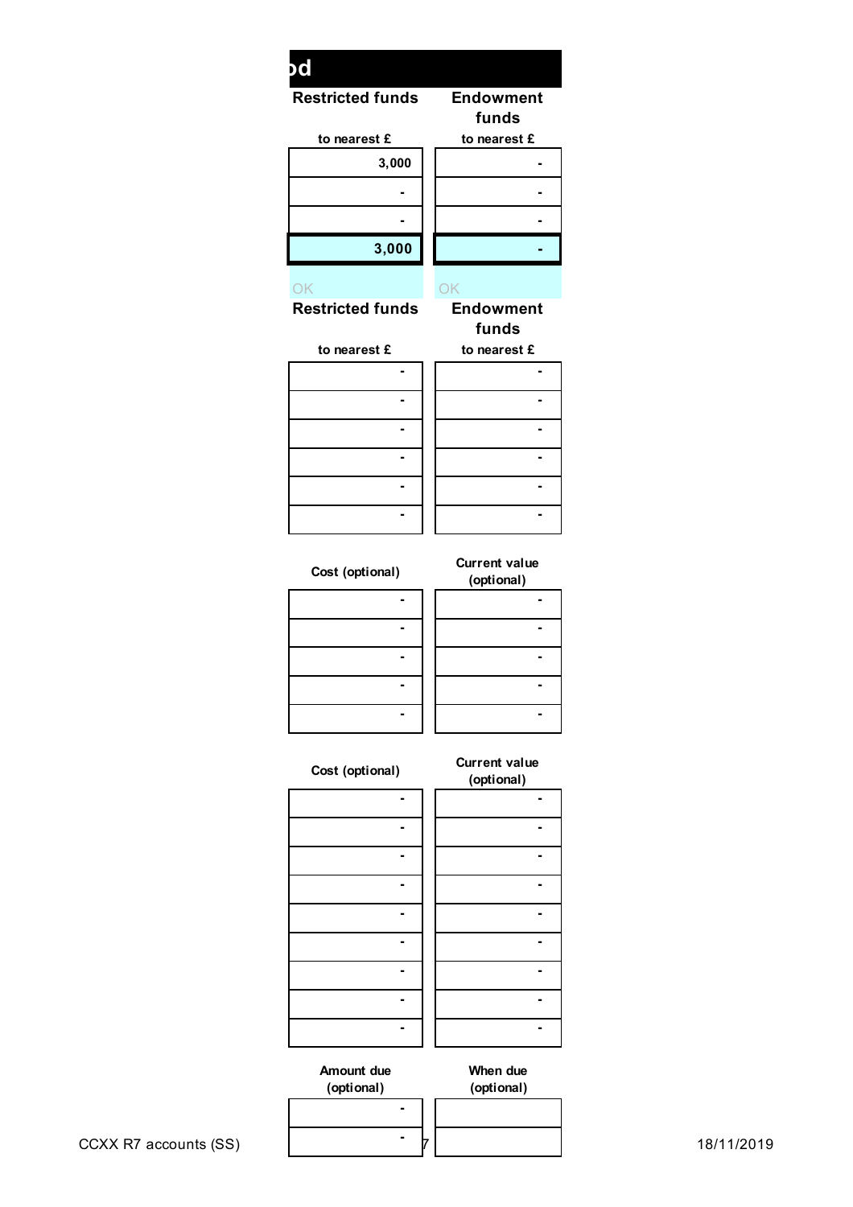## od

| Restricted funds | Endowment funds |
|---|---|
| to nearest £ | to nearest £ |
| 3,000 | - |
| - | - |
| - | - |
| **3,000** | **-** |
| OK | OK |

| Restricted funds | Endowment funds |
|---|---|
| to nearest £ | to nearest £ |
| - | - |
| - | - |
| - | - |
| - | - |
| - | - |
| - | - |

| Cost (optional) | Current value (optional) |
|---|---|
| - | - |
| - | - |
| - | - |
| - | - |
| - | - |

| Cost (optional) | Current value (optional) |
|---|---|
| - | - |
| - | - |
| - | - |
| - | - |
| - | - |
| - | - |
| - | - |
| - | - |
| - | - |

| Amount due (optional) | When due (optional) |
|---|---|
| - | |
| - | |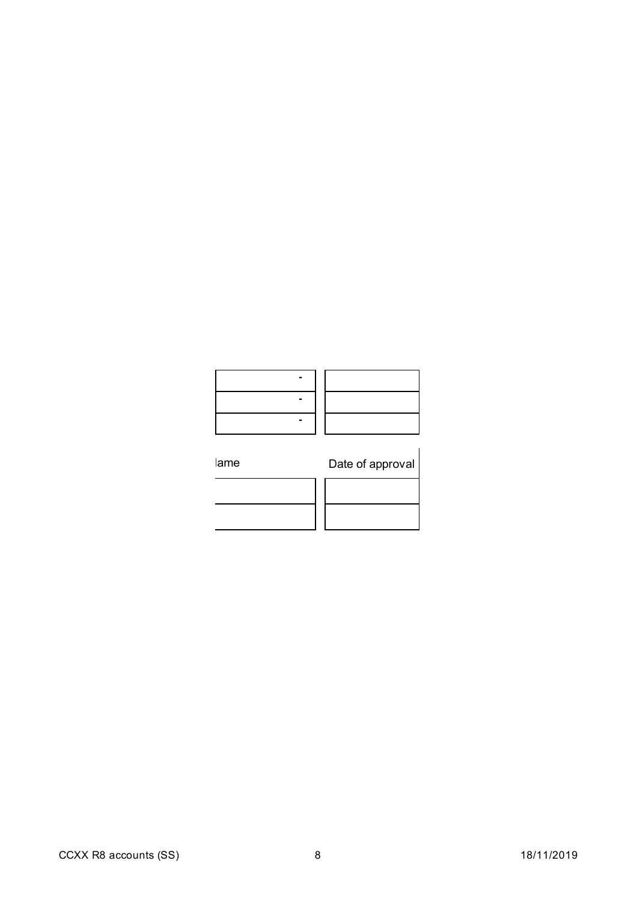| - | |
|---|---|
| - | |
| - | |

| lame | Date of approval |
|---|---|
| | |
| | |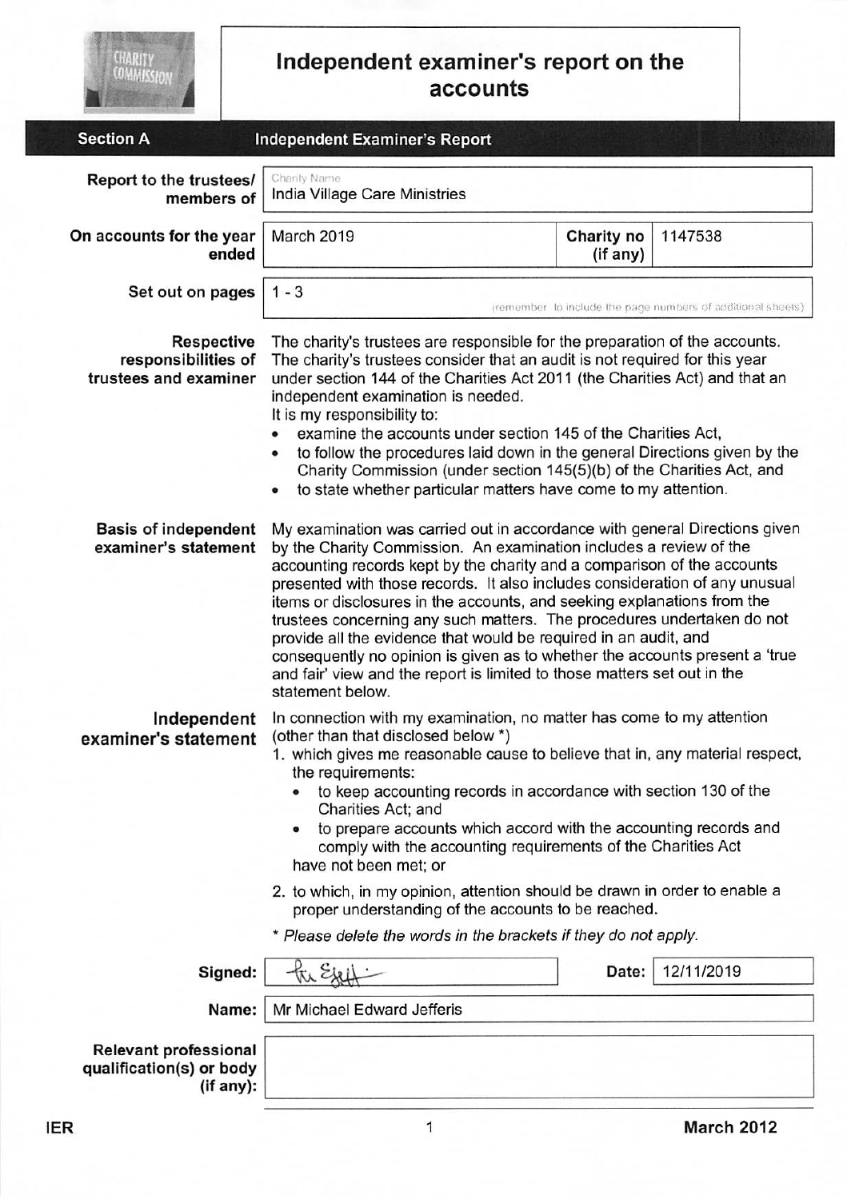# Independent examiner's report on the accounts

## Section A — Independent Examiner's Report

**Report to the trustees/ members of**
Charity Name: India Village Care Ministries

**On accounts for the year ended:** March 2019 | **Charity no (if any):** 1147538

**Set out on pages:** 1 - 3
(remember to include the page numbers of additional sheets)

**Respective responsibilities of trustees and examiner**

The charity's trustees are responsible for the preparation of the accounts. The charity's trustees consider that an audit is not required for this year under section 144 of the Charities Act 2011 (the Charities Act) and that an independent examination is needed.

It is my responsibility to:

- examine the accounts under section 145 of the Charities Act,
- to follow the procedures laid down in the general Directions given by the Charity Commission (under section 145(5)(b) of the Charities Act, and
- to state whether particular matters have come to my attention.

**Basis of independent examiner's statement**

My examination was carried out in accordance with general Directions given by the Charity Commission. An examination includes a review of the accounting records kept by the charity and a comparison of the accounts presented with those records. It also includes consideration of any unusual items or disclosures in the accounts, and seeking explanations from the trustees concerning any such matters. The procedures undertaken do not provide all the evidence that would be required in an audit, and consequently no opinion is given as to whether the accounts present a 'true and fair' view and the report is limited to those matters set out in the statement below.

**Independent examiner's statement**

In connection with my examination, no matter has come to my attention (other than that disclosed below *)

1. which gives me reasonable cause to believe that in, any material respect, the requirements:
   - to keep accounting records in accordance with section 130 of the Charities Act; and
   - to prepare accounts which accord with the accounting records and comply with the accounting requirements of the Charities Act

   have not been met; or
2. to which, in my opinion, attention should be drawn in order to enable a proper understanding of the accounts to be reached.

*\* Please delete the words in the brackets if they do not apply.*

**Signed:** [signature] | **Date:** 12/11/2019

**Name:** Mr Michael Edward Jefferis

**Relevant professional qualification(s) or body (if any):**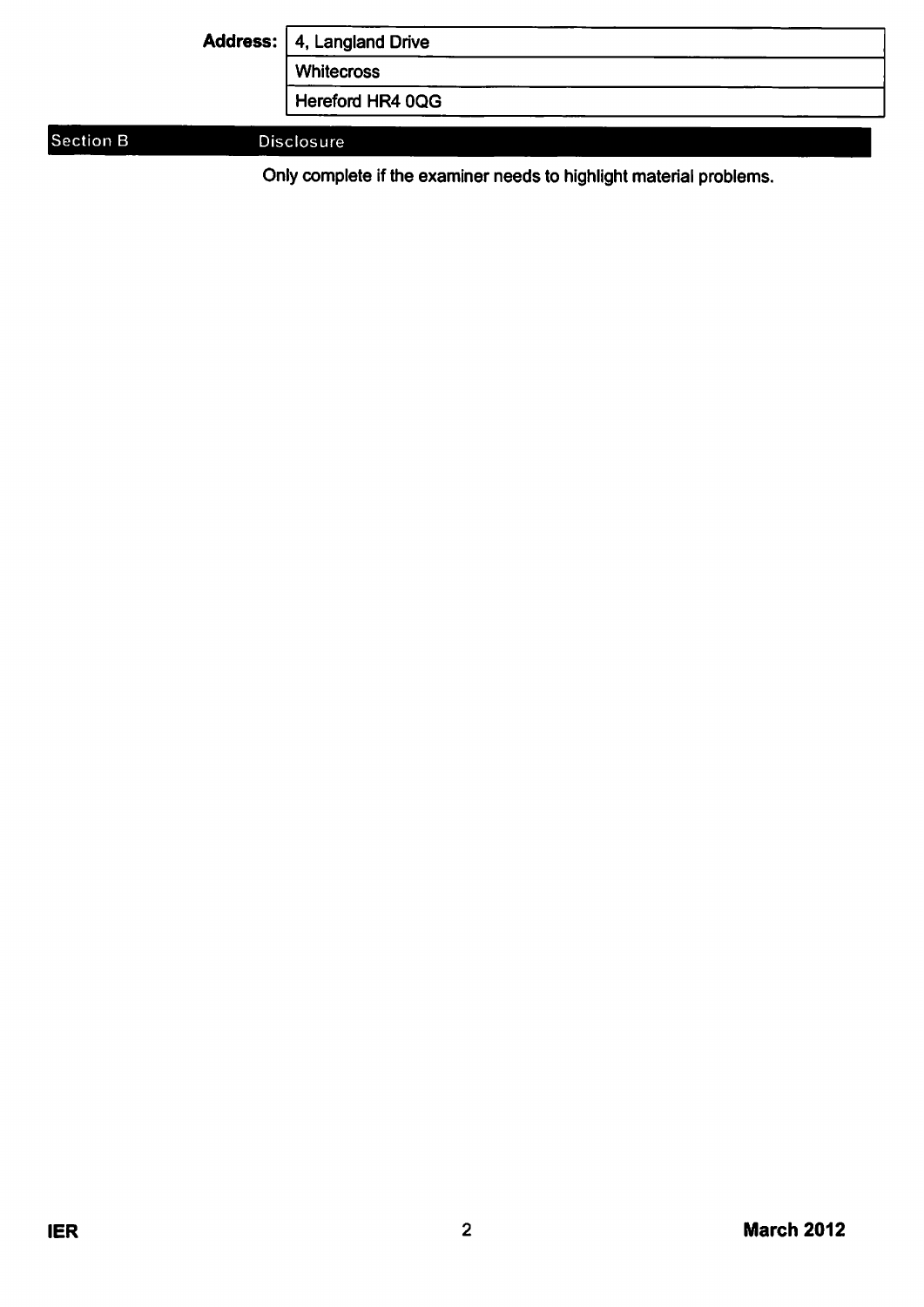**Address:**

| |
|---|
| 4, Langland Drive |
| Whitecross |
| Hereford HR4 0QG |

## Section B Disclosure

**Only complete if the examiner needs to highlight material problems.**